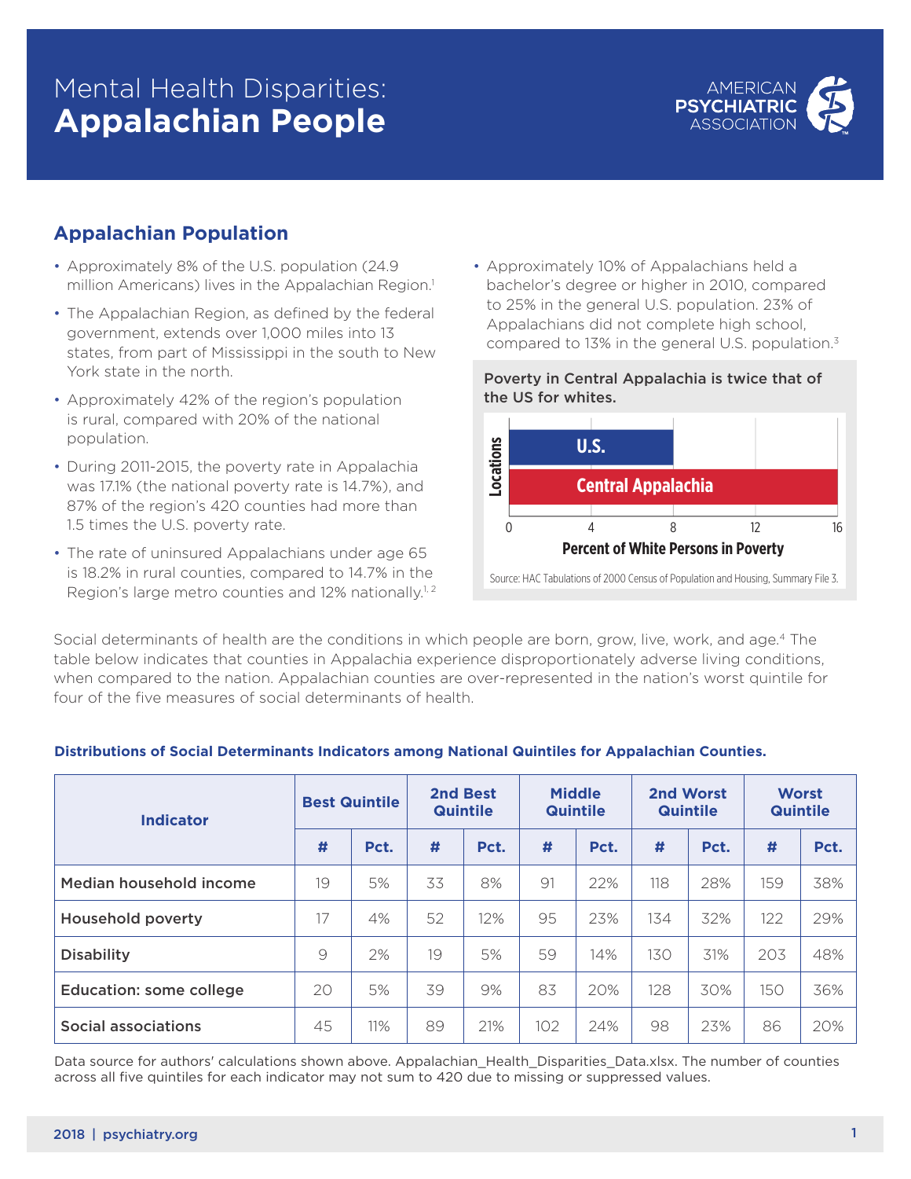# Mental Health Disparities: **Appalachian People**

## Appalachian Population

- Approximately 8% of the U.S. population (24.9 million Americans) lives in the Appalachian Region.[1]
- The Appalachian Region, as defined by the federal government, extends over 1,000 miles into 13 states, from part of Mississippi in the south to New York state in the north.
- Approximately 42% of the region's population is rural, compared with 20% of the national population.
- During 2011-2015, the poverty rate in Appalachia was 17.1% (the national poverty rate is 14.7%), and 87% of the region's 420 counties had more than 1.5 times the U.S. poverty rate.
- The rate of uninsured Appalachians under age 65 is 18.2% in rural counties, compared to 14.7% in the Region's large metro counties and 12% nationally.[1, 2]
- Approximately 10% of Appalachians held a bachelor's degree or higher in 2010, compared to 25% in the general U.S. population. 23% of Appalachians did not complete high school, compared to 13% in the general U.S. population.[3]

**Poverty in Central Appalachia is twice that of the US for whites.**

| Locations | Percent of White Persons in Poverty |
|---|---|
| U.S. | 8 |
| Central Appalachia | 16 |

Source: HAC Tabulations of 2000 Census of Population and Housing, Summary File 3.

Social determinants of health are the conditions in which people are born, grow, live, work, and age.[4] The table below indicates that counties in Appalachia experience disproportionately adverse living conditions, when compared to the nation. Appalachian counties are over-represented in the nation's worst quintile for four of the five measures of social determinants of health.

**Distributions of Social Determinants Indicators among National Quintiles for Appalachian Counties.**

| Indicator | Best Quintile | | 2nd Best Quintile | | Middle Quintile | | 2nd Worst Quintile | | Worst Quintile | |
|---|---|---|---|---|---|---|---|---|---|---|
| | # | Pct. | # | Pct. | # | Pct. | # | Pct. | # | Pct. |
| Median household income | 19 | 5% | 33 | 8% | 91 | 22% | 118 | 28% | 159 | 38% |
| Household poverty | 17 | 4% | 52 | 12% | 95 | 23% | 134 | 32% | 122 | 29% |
| Disability | 9 | 2% | 19 | 5% | 59 | 14% | 130 | 31% | 203 | 48% |
| Education: some college | 20 | 5% | 39 | 9% | 83 | 20% | 128 | 30% | 150 | 36% |
| Social associations | 45 | 11% | 89 | 21% | 102 | 24% | 98 | 23% | 86 | 20% |

Data source for authors' calculations shown above. Appalachian_Health_Disparities_Data.xlsx. The number of counties across all five quintiles for each indicator may not sum to 420 due to missing or suppressed values.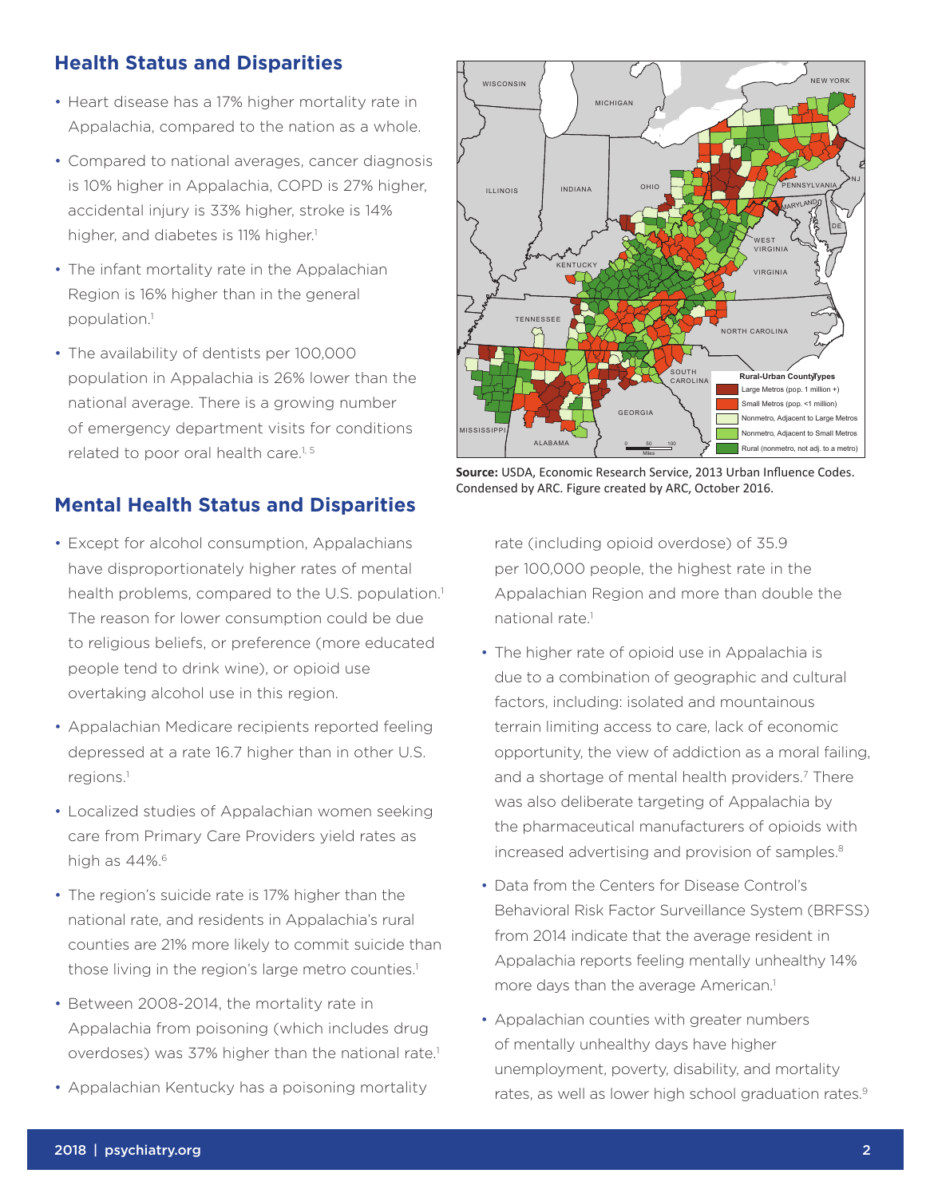## Health Status and Disparities

- Heart disease has a 17% higher mortality rate in Appalachia, compared to the nation as a whole.
- Compared to national averages, cancer diagnosis is 10% higher in Appalachia, COPD is 27% higher, accidental injury is 33% higher, stroke is 14% higher, and diabetes is 11% higher.[1]
- The infant mortality rate in the Appalachian Region is 16% higher than in the general population.[1]
- The availability of dentists per 100,000 population in Appalachia is 26% lower than the national average. There is a growing number of emergency department visits for conditions related to poor oral health care.[1, 5]

**Source:** USDA, Economic Research Service, 2013 Urban Influence Codes. Condensed by ARC. Figure created by ARC, October 2016.

## Mental Health Status and Disparities

- Except for alcohol consumption, Appalachians have disproportionately higher rates of mental health problems, compared to the U.S. population.[1] The reason for lower consumption could be due to religious beliefs, or preference (more educated people tend to drink wine), or opioid use overtaking alcohol use in this region.
- Appalachian Medicare recipients reported feeling depressed at a rate 16.7 higher than in other U.S. regions.[1]
- Localized studies of Appalachian women seeking care from Primary Care Providers yield rates as high as 44%.[6]
- The region's suicide rate is 17% higher than the national rate, and residents in Appalachia's rural counties are 21% more likely to commit suicide than those living in the region's large metro counties.[1]
- Between 2008-2014, the mortality rate in Appalachia from poisoning (which includes drug overdoses) was 37% higher than the national rate.[1]
- Appalachian Kentucky has a poisoning mortality rate (including opioid overdose) of 35.9 per 100,000 people, the highest rate in the Appalachian Region and more than double the national rate.[1]
- The higher rate of opioid use in Appalachia is due to a combination of geographic and cultural factors, including: isolated and mountainous terrain limiting access to care, lack of economic opportunity, the view of addiction as a moral failing, and a shortage of mental health providers.[7] There was also deliberate targeting of Appalachia by the pharmaceutical manufacturers of opioids with increased advertising and provision of samples.[8]
- Data from the Centers for Disease Control's Behavioral Risk Factor Surveillance System (BRFSS) from 2014 indicate that the average resident in Appalachia reports feeling mentally unhealthy 14% more days than the average American.[1]
- Appalachian counties with greater numbers of mentally unhealthy days have higher unemployment, poverty, disability, and mortality rates, as well as lower high school graduation rates.[9]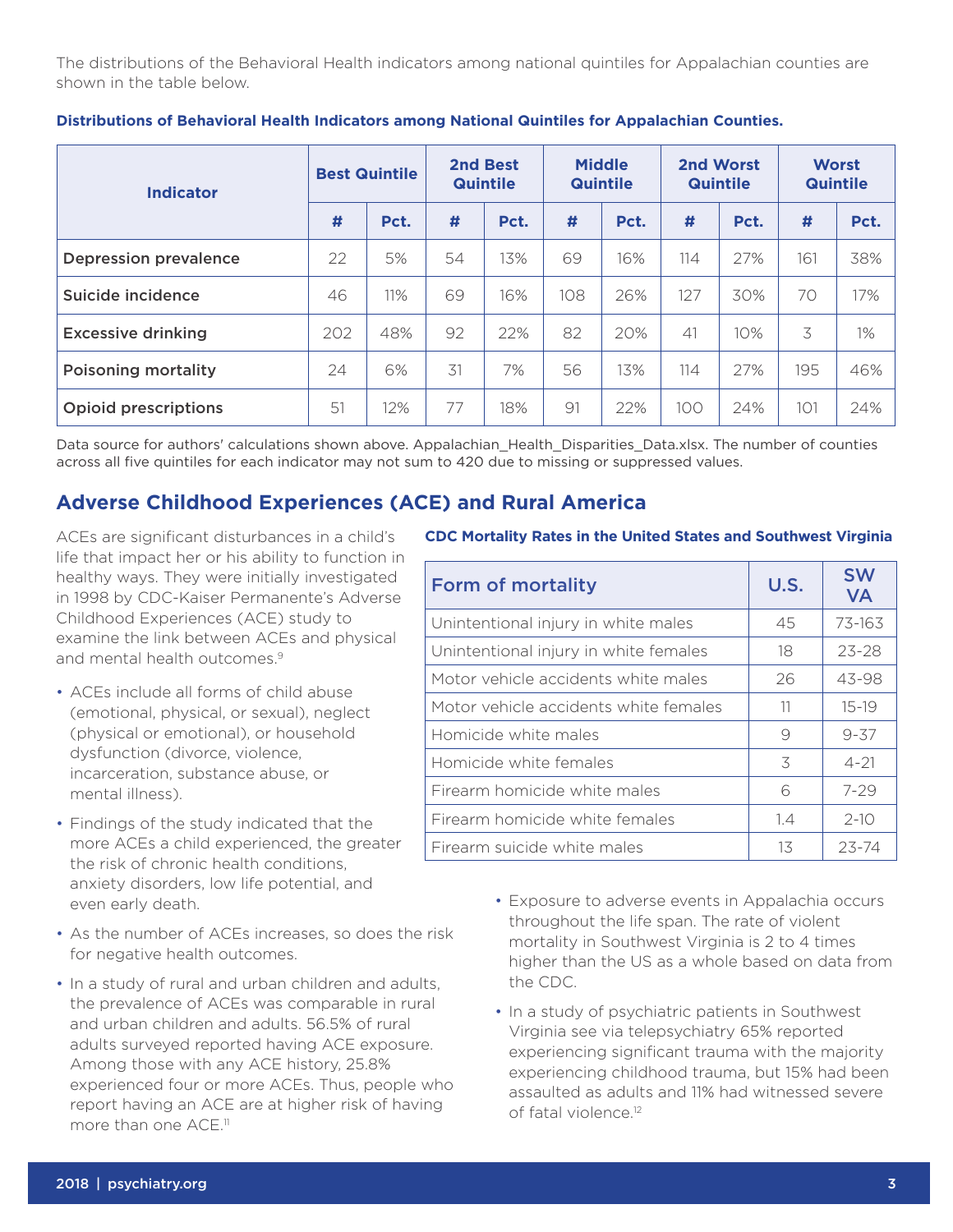The distributions of the Behavioral Health indicators among national quintiles for Appalachian counties are shown in the table below.

**Distributions of Behavioral Health Indicators among National Quintiles for Appalachian Counties.**

| Indicator | Best Quintile | | 2nd Best Quintile | | Middle Quintile | | 2nd Worst Quintile | | Worst Quintile | |
|---|---|---|---|---|---|---|---|---|---|---|
| | # | Pct. | # | Pct. | # | Pct. | # | Pct. | # | Pct. |
| **Depression prevalence** | 22 | 5% | 54 | 13% | 69 | 16% | 114 | 27% | 161 | 38% |
| **Suicide incidence** | 46 | 11% | 69 | 16% | 108 | 26% | 127 | 30% | 70 | 17% |
| **Excessive drinking** | 202 | 48% | 92 | 22% | 82 | 20% | 41 | 10% | 3 | 1% |
| **Poisoning mortality** | 24 | 6% | 31 | 7% | 56 | 13% | 114 | 27% | 195 | 46% |
| **Opioid prescriptions** | 51 | 12% | 77 | 18% | 91 | 22% | 100 | 24% | 101 | 24% |

Data source for authors' calculations shown above. Appalachian_Health_Disparities_Data.xlsx. The number of counties across all five quintiles for each indicator may not sum to 420 due to missing or suppressed values.

## Adverse Childhood Experiences (ACE) and Rural America

ACEs are significant disturbances in a child's life that impact her or his ability to function in healthy ways. They were initially investigated in 1998 by CDC-Kaiser Permanente's Adverse Childhood Experiences (ACE) study to examine the link between ACEs and physical and mental health outcomes.[9]

- ACEs include all forms of child abuse (emotional, physical, or sexual), neglect (physical or emotional), or household dysfunction (divorce, violence, incarceration, substance abuse, or mental illness).
- Findings of the study indicated that the more ACEs a child experienced, the greater the risk of chronic health conditions, anxiety disorders, low life potential, and even early death.
- As the number of ACEs increases, so does the risk for negative health outcomes.
- In a study of rural and urban children and adults, the prevalence of ACEs was comparable in rural and urban children and adults. 56.5% of rural adults surveyed reported having ACE exposure. Among those with any ACE history, 25.8% experienced four or more ACEs. Thus, people who report having an ACE are at higher risk of having more than one ACE.[11]

**CDC Mortality Rates in the United States and Southwest Virginia**

| Form of mortality | U.S. | SW VA |
|---|---|---|
| Unintentional injury in white males | 45 | 73-163 |
| Unintentional injury in white females | 18 | 23-28 |
| Motor vehicle accidents white males | 26 | 43-98 |
| Motor vehicle accidents white females | 11 | 15-19 |
| Homicide white males | 9 | 9-37 |
| Homicide white females | 3 | 4-21 |
| Firearm homicide white males | 6 | 7-29 |
| Firearm homicide white females | 1.4 | 2-10 |
| Firearm suicide white males | 13 | 23-74 |

- Exposure to adverse events in Appalachia occurs throughout the life span. The rate of violent mortality in Southwest Virginia is 2 to 4 times higher than the US as a whole based on data from the CDC.
- In a study of psychiatric patients in Southwest Virginia see via telepsychiatry 65% reported experiencing significant trauma with the majority experiencing childhood trauma, but 15% had been assaulted as adults and 11% had witnessed severe of fatal violence.[12]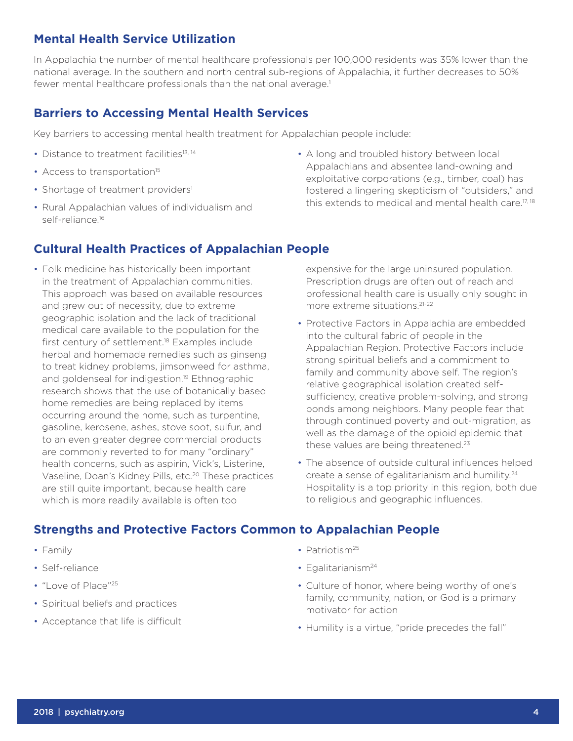## Mental Health Service Utilization

In Appalachia the number of mental healthcare professionals per 100,000 residents was 35% lower than the national average. In the southern and north central sub-regions of Appalachia, it further decreases to 50% fewer mental healthcare professionals than the national average.[1]

## Barriers to Accessing Mental Health Services

Key barriers to accessing mental health treatment for Appalachian people include:

- Distance to treatment facilities[13, 14]
- Access to transportation[15]
- Shortage of treatment providers[1]
- Rural Appalachian values of individualism and self-reliance.[16]
- A long and troubled history between local Appalachians and absentee land-owning and exploitative corporations (e.g., timber, coal) has fostered a lingering skepticism of "outsiders," and this extends to medical and mental health care.[17, 18]

## Cultural Health Practices of Appalachian People

- Folk medicine has historically been important in the treatment of Appalachian communities. This approach was based on available resources and grew out of necessity, due to extreme geographic isolation and the lack of traditional medical care available to the population for the first century of settlement.[18] Examples include herbal and homemade remedies such as ginseng to treat kidney problems, jimsonweed for asthma, and goldenseal for indigestion.[19] Ethnographic research shows that the use of botanically based home remedies are being replaced by items occurring around the home, such as turpentine, gasoline, kerosene, ashes, stove soot, sulfur, and to an even greater degree commercial products are commonly reverted to for many "ordinary" health concerns, such as aspirin, Vick's, Listerine, Vaseline, Doan's Kidney Pills, etc.[20] These practices are still quite important, because health care which is more readily available is often too expensive for the large uninsured population. Prescription drugs are often out of reach and professional health care is usually only sought in more extreme situations.[21-22]
- Protective Factors in Appalachia are embedded into the cultural fabric of people in the Appalachian Region. Protective Factors include strong spiritual beliefs and a commitment to family and community above self. The region's relative geographical isolation created self-sufficiency, creative problem-solving, and strong bonds among neighbors. Many people fear that through continued poverty and out-migration, as well as the damage of the opioid epidemic that these values are being threatened.[23]
- The absence of outside cultural influences helped create a sense of egalitarianism and humility.[24] Hospitality is a top priority in this region, both due to religious and geographic influences.

## Strengths and Protective Factors Common to Appalachian People

- Family
- Self-reliance
- "Love of Place"[25]
- Spiritual beliefs and practices
- Acceptance that life is difficult
- Patriotism[25]
- Egalitarianism[24]
- Culture of honor, where being worthy of one's family, community, nation, or God is a primary motivator for action
- Humility is a virtue, "pride precedes the fall"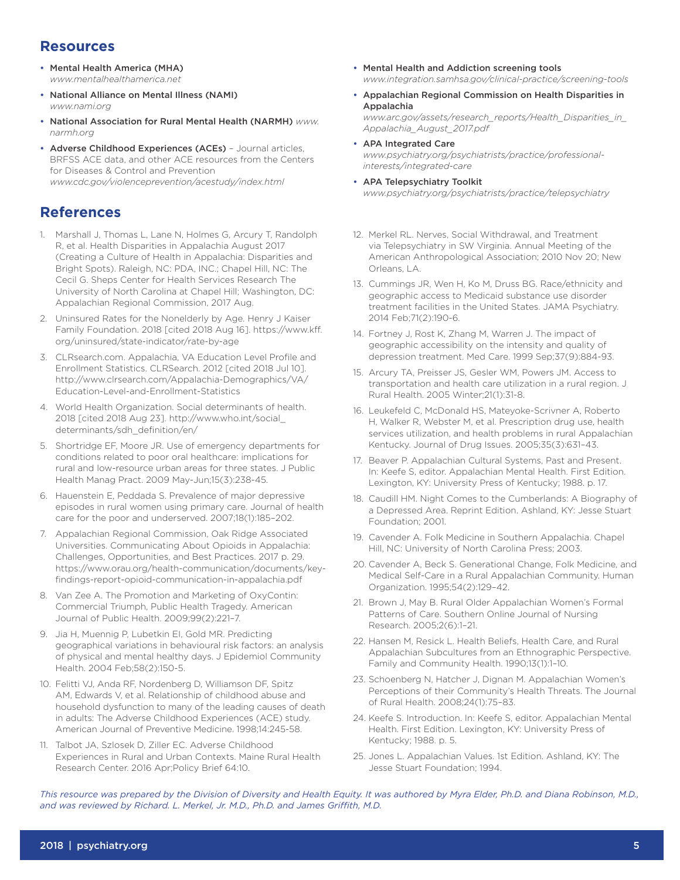## Resources

- **Mental Health America (MHA)**
  *www.mentalhealthamerica.net*
- **National Alliance on Mental Illness (NAMI)**
  *www.nami.org*
- **National Association for Rural Mental Health (NARMH)** *www.narmh.org*
- **Adverse Childhood Experiences (ACEs)** – Journal articles, BRFSS ACE data, and other ACE resources from the Centers for Diseases & Control and Prevention
  *www.cdc.gov/violenceprevention/acestudy/index.html*
- **Mental Health and Addiction screening tools**
  *www.integration.samhsa.gov/clinical-practice/screening-tools*
- **Appalachian Regional Commission on Health Disparities in Appalachia**
  *www.arc.gov/assets/research_reports/Health_Disparities_in_Appalachia_August_2017.pdf*
- **APA Integrated Care**
  *www.psychiatry.org/psychiatrists/practice/professional-interests/integrated-care*
- **APA Telepsychiatry Toolkit**
  *www.psychiatry.org/psychiatrists/practice/telepsychiatry*

## References

1. Marshall J, Thomas L, Lane N, Holmes G, Arcury T, Randolph R, et al. Health Disparities in Appalachia August 2017 (Creating a Culture of Health in Appalachia: Disparities and Bright Spots). Raleigh, NC: PDA, INC.; Chapel Hill, NC: The Cecil G. Sheps Center for Health Services Research The University of North Carolina at Chapel Hill; Washington, DC: Appalachian Regional Commission, 2017 Aug.
2. Uninsured Rates for the Nonelderly by Age. Henry J Kaiser Family Foundation. 2018 [cited 2018 Aug 16]. https://www.kff.org/uninsured/state-indicator/rate-by-age
3. CLRsearch.com. Appalachia, VA Education Level Profile and Enrollment Statistics. CLRSearch. 2012 [cited 2018 Jul 10]. http://www.clrsearch.com/Appalachia-Demographics/VA/Education-Level-and-Enrollment-Statistics
4. World Health Organization. Social determinants of health. 2018 [cited 2018 Aug 23]. http://www.who.int/social_determinants/sdh_definition/en/
5. Shortridge EF, Moore JR. Use of emergency departments for conditions related to poor oral healthcare: implications for rural and low-resource urban areas for three states. J Public Health Manag Pract. 2009 May-Jun;15(3):238-45.
6. Hauenstein E, Peddada S. Prevalence of major depressive episodes in rural women using primary care. Journal of health care for the poor and underserved. 2007;18(1):185–202.
7. Appalachian Regional Commission, Oak Ridge Associated Universities. Communicating About Opioids in Appalachia: Challenges, Opportunities, and Best Practices. 2017 p. 29. https://www.orau.org/health-communication/documents/key-findings-report-opioid-communication-in-appalachia.pdf
8. Van Zee A. The Promotion and Marketing of OxyContin: Commercial Triumph, Public Health Tragedy. American Journal of Public Health. 2009;99(2):221–7.
9. Jia H, Muennig P, Lubetkin EI, Gold MR. Predicting geographical variations in behavioural risk factors: an analysis of physical and mental healthy days. J Epidemiol Community Health. 2004 Feb;58(2):150-5.
10. Felitti VJ, Anda RF, Nordenberg D, Williamson DF, Spitz AM, Edwards V, et al. Relationship of childhood abuse and household dysfunction to many of the leading causes of death in adults: The Adverse Childhood Experiences (ACE) study. American Journal of Preventive Medicine. 1998;14:245-58.
11. Talbot JA, Szlosek D, Ziller EC. Adverse Childhood Experiences in Rural and Urban Contexts. Maine Rural Health Research Center. 2016 Apr;Policy Brief 64:10.
12. Merkel RL. Nerves, Social Withdrawal, and Treatment via Telepsychiatry in SW Virginia. Annual Meeting of the American Anthropological Association; 2010 Nov 20; New Orleans, LA.
13. Cummings JR, Wen H, Ko M, Druss BG. Race/ethnicity and geographic access to Medicaid substance use disorder treatment facilities in the United States. JAMA Psychiatry. 2014 Feb;71(2):190-6.
14. Fortney J, Rost K, Zhang M, Warren J. The impact of geographic accessibility on the intensity and quality of depression treatment. Med Care. 1999 Sep;37(9):884-93.
15. Arcury TA, Preisser JS, Gesler WM, Powers JM. Access to transportation and health care utilization in a rural region. J Rural Health. 2005 Winter;21(1):31-8.
16. Leukefeld C, McDonald HS, Mateyoke-Scrivner A, Roberto H, Walker R, Webster M, et al. Prescription drug use, health services utilization, and health problems in rural Appalachian Kentucky. Journal of Drug Issues. 2005;35(3):631–43.
17. Beaver P. Appalachian Cultural Systems, Past and Present. In: Keefe S, editor. Appalachian Mental Health. First Edition. Lexington, KY: University Press of Kentucky; 1988. p. 17.
18. Caudill HM. Night Comes to the Cumberlands: A Biography of a Depressed Area. Reprint Edition. Ashland, KY: Jesse Stuart Foundation; 2001.
19. Cavender A. Folk Medicine in Southern Appalachia. Chapel Hill, NC: University of North Carolina Press; 2003.
20. Cavender A, Beck S. Generational Change, Folk Medicine, and Medical Self-Care in a Rural Appalachian Community. Human Organization. 1995;54(2):129–42.
21. Brown J, May B. Rural Older Appalachian Women's Formal Patterns of Care. Southern Online Journal of Nursing Research. 2005;2(6):1–21.
22. Hansen M, Resick L. Health Beliefs, Health Care, and Rural Appalachian Subcultures from an Ethnographic Perspective. Family and Community Health. 1990;13(1):1–10.
23. Schoenberg N, Hatcher J, Dignan M. Appalachian Women's Perceptions of their Community's Health Threats. The Journal of Rural Health. 2008;24(1):75–83.
24. Keefe S. Introduction. In: Keefe S, editor. Appalachian Mental Health. First Edition. Lexington, KY: University Press of Kentucky; 1988. p. 5.
25. Jones L. Appalachian Values. 1st Edition. Ashland, KY: The Jesse Stuart Foundation; 1994.

*This resource was prepared by the Division of Diversity and Health Equity. It was authored by Myra Elder, Ph.D. and Diana Robinson, M.D., and was reviewed by Richard. L. Merkel, Jr. M.D., Ph.D. and James Griffith, M.D.*